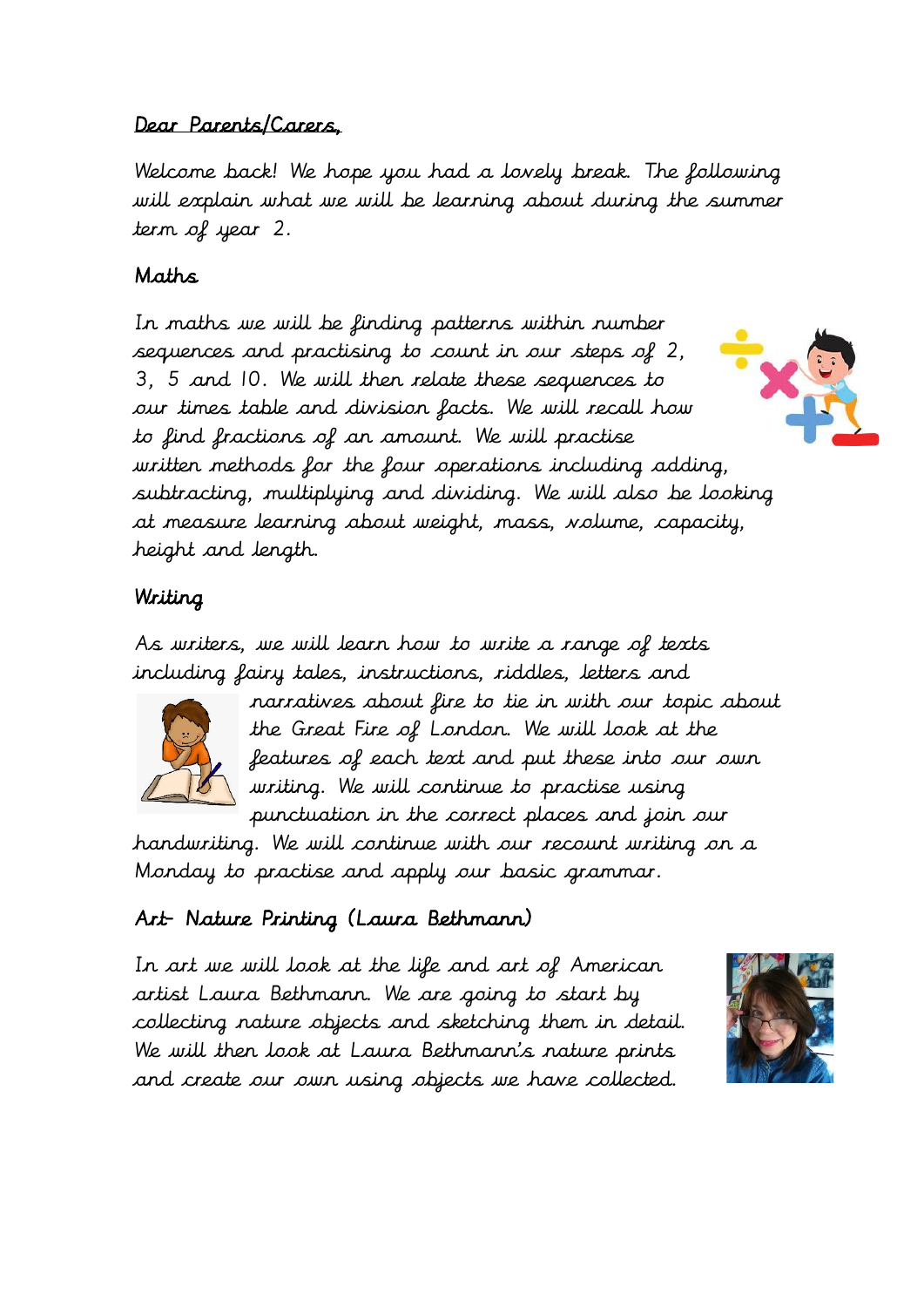Dear Parents/Carers,

Welcome back! We hope you had a lovely break. The following will explain what we will be learning about during the summer term of year 2.

## Maths

In maths we will be finding patterns within number sequences and practising to count in our steps of 2, 3, 5 and 10. We will then relate these sequences to our times table and division facts. We will recall how to find fractions of an amount. We will practise written methods for the four operations including adding, subtracting, multiplying and dividing. We will also be looking at measure learning about weight, mass, volume, capacity, height and length.

## Writing

As writers, we will learn how to write a range of texts including fairy tales, instructions, riddles, letters and narratives about fire to tie in with our topic about the Great Fire of London. We will look at the features of each text and put these into our own writing. We will continue to practise using punctuation in the correct places and join our handwriting. We will continue with our recount writing on a Monday to practise and apply our basic grammar.

## Art- Nature Printing (Laura Bethmann)

In art we will look at the life and art of American artist Laura Bethmann. We are going to start by collecting nature objects and sketching them in detail. We will then look at Laura Bethmann's nature prints and create our own using objects we have collected.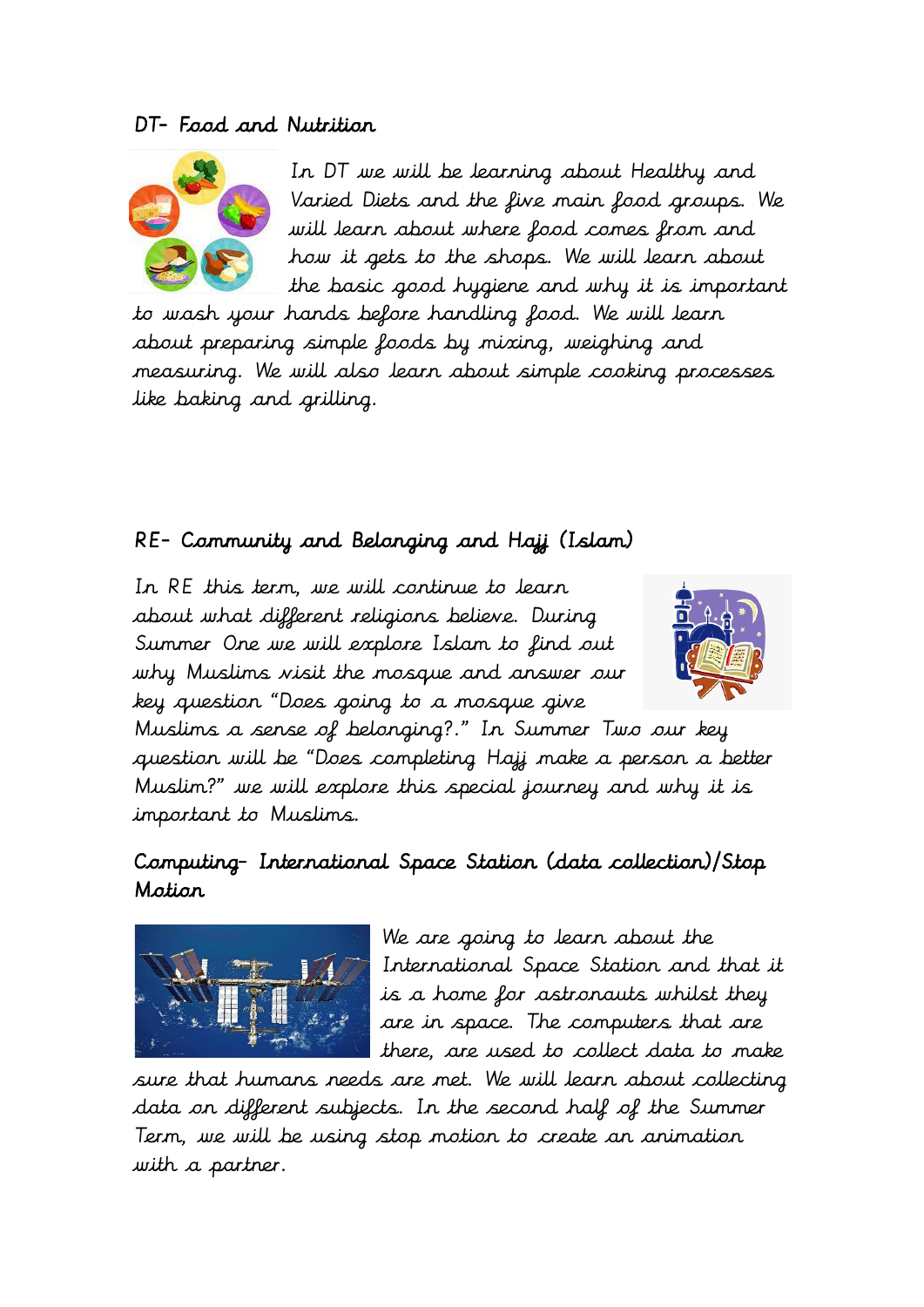## DT- Food and Nutrition

In DT we will be learning about Healthy and Varied Diets and the five main food groups. We will learn about where food comes from and how it gets to the shops. We will learn about the basic good hygiene and why it is important to wash your hands before handling food. We will learn about preparing simple foods by mixing, weighing and measuring. We will also learn about simple cooking processes like baking and grilling.

## RE- Community and Belonging and Hajj (Islam)

In RE this term, we will continue to learn about what different religions believe. During Summer One we will explore Islam to find out why Muslims visit the mosque and answer our key question "Does going to a mosque give Muslims a sense of belonging?." In Summer Two our key question will be "Does completing Hajj make a person a better Muslim?" we will explore this special journey and why it is important to Muslims.

## Computing- International Space Station (data collection)/Stop Motion

We are going to learn about the International Space Station and that it is a home for astronauts whilst they are in space. The computers that are there, are used to collect data to make sure that humans needs are met. We will learn about collecting data on different subjects. In the second half of the Summer Term, we will be using stop motion to create an animation with a partner.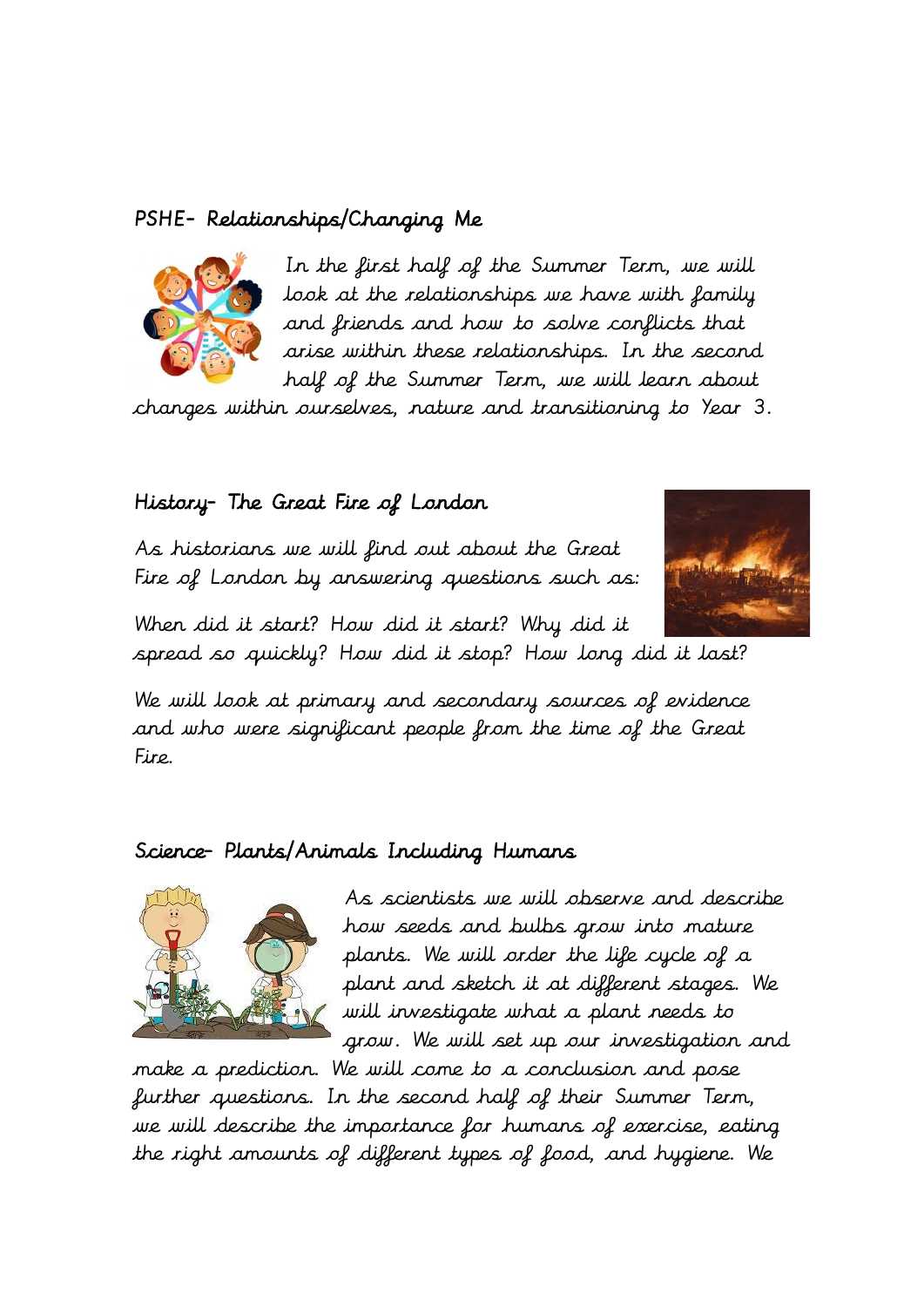## PSHE- Relationships/Changing Me

In the first half of the Summer Term, we will look at the relationships we have with family and friends and how to solve conflicts that arise within these relationships. In the second half of the Summer Term, we will learn about changes within ourselves, nature and transitioning to Year 3.

## History- The Great Fire of London

As historians we will find out about the Great Fire of London by answering questions such as:

When did it start? How did it start? Why did it spread so quickly? How did it stop? How long did it last?

We will look at primary and secondary sources of evidence and who were significant people from the time of the Great Fire.

## Science- Plants/Animals Including Humans

As scientists we will observe and describe how seeds and bulbs grow into mature plants. We will order the life cycle of a plant and sketch it at different stages. We will investigate what a plant needs to grow. We will set up our investigation and make a prediction. We will come to a conclusion and pose further questions. In the second half of their Summer Term, we will describe the importance for humans of exercise, eating the right amounts of different types of food, and hygiene. We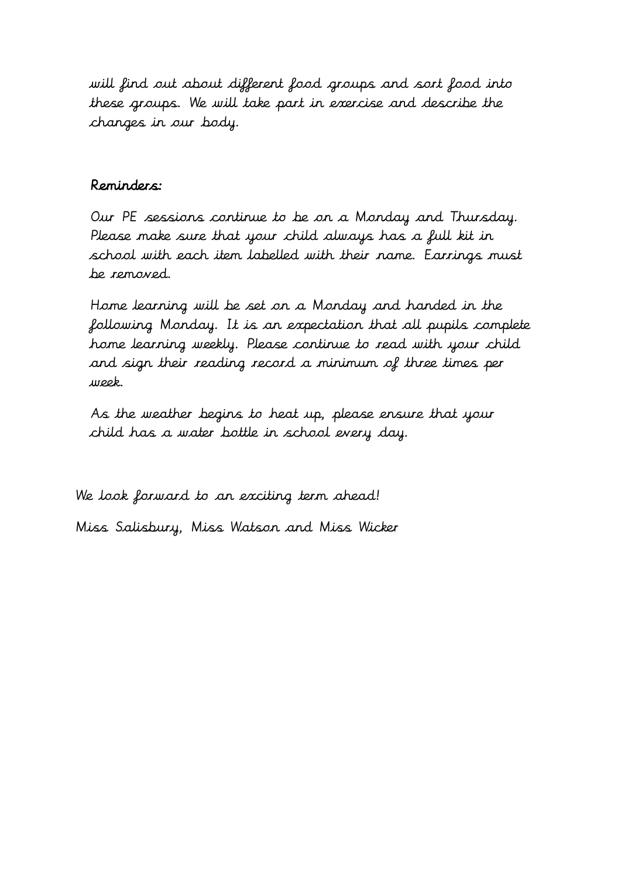will find out about different food groups and sort food into these groups. We will take part in exercise and describe the changes in our body.

**Reminders:**

Our PE sessions continue to be on a Monday and Thursday. Please make sure that your child always has a full kit in school with each item labelled with their name. Earrings must be removed.

Home learning will be set on a Monday and handed in the following Monday. It is an expectation that all pupils complete home learning weekly. Please continue to read with your child and sign their reading record a minimum of three times per week.

As the weather begins to heat up, please ensure that your child has a water bottle in school every day.

We look forward to an exciting term ahead!

Miss Salisbury, Miss Watson and Miss Wicker